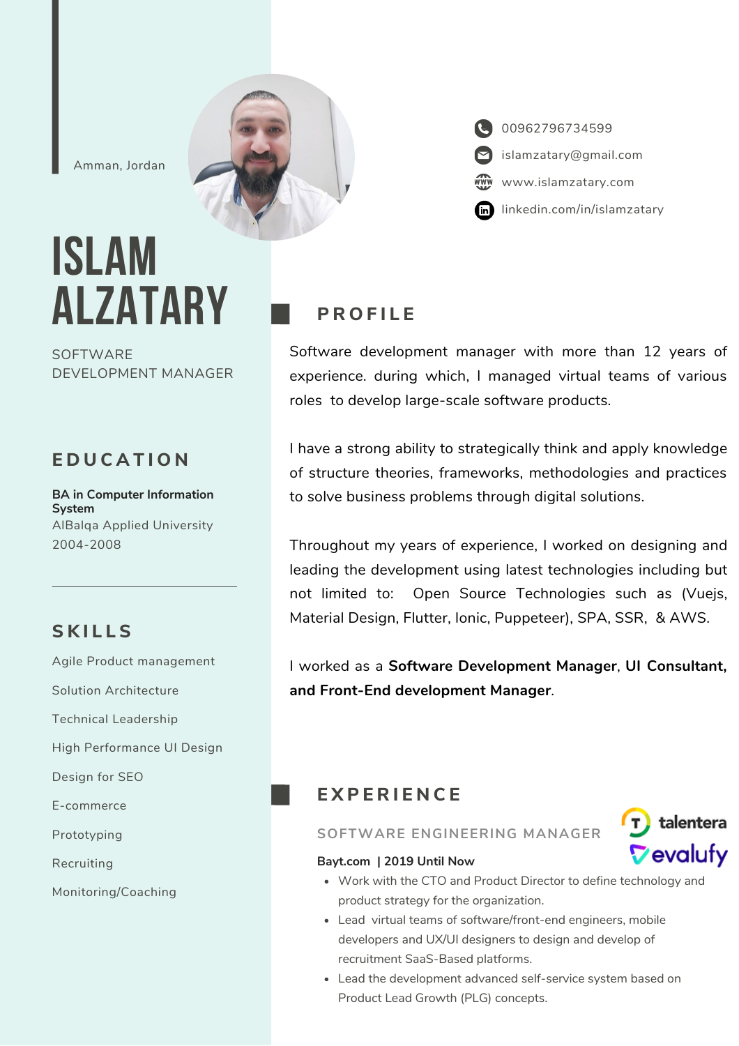Amman, Jordan

# ISLAM ALZATARY

SOFTWARE DEVELOPMENT MANAGER

00962796734599

islamzatary@gmail.com

www.islamzatary.com

linkedin.com/in/islamzatary

## EDUCATION

**BA in Computer Information System**
AlBalqa Applied University
2004-2008

## SKILLS

Agile Product management

Solution Architecture

Technical Leadership

High Performance UI Design

Design for SEO

E-commerce

Prototyping

Recruiting

Monitoring/Coaching

## PROFILE

Software development manager with more than 12 years of experience. during which, I managed virtual teams of various roles to develop large-scale software products.

I have a strong ability to strategically think and apply knowledge of structure theories, frameworks, methodologies and practices to solve business problems through digital solutions.

Throughout my years of experience, I worked on designing and leading the development using latest technologies including but not limited to: Open Source Technologies such as (Vuejs, Material Design, Flutter, Ionic, Puppeteer), SPA, SSR, & AWS.

I worked as a **Software Development Manager**, **UI Consultant, and Front-End development Manager**.

## EXPERIENCE

### SOFTWARE ENGINEERING MANAGER

talentera
evalufy

**Bayt.com | 2019 Until Now**

- Work with the CTO and Product Director to define technology and product strategy for the organization.
- Lead virtual teams of software/front-end engineers, mobile developers and UX/UI designers to design and develop of recruitment SaaS-Based platforms.
- Lead the development advanced self-service system based on Product Lead Growth (PLG) concepts.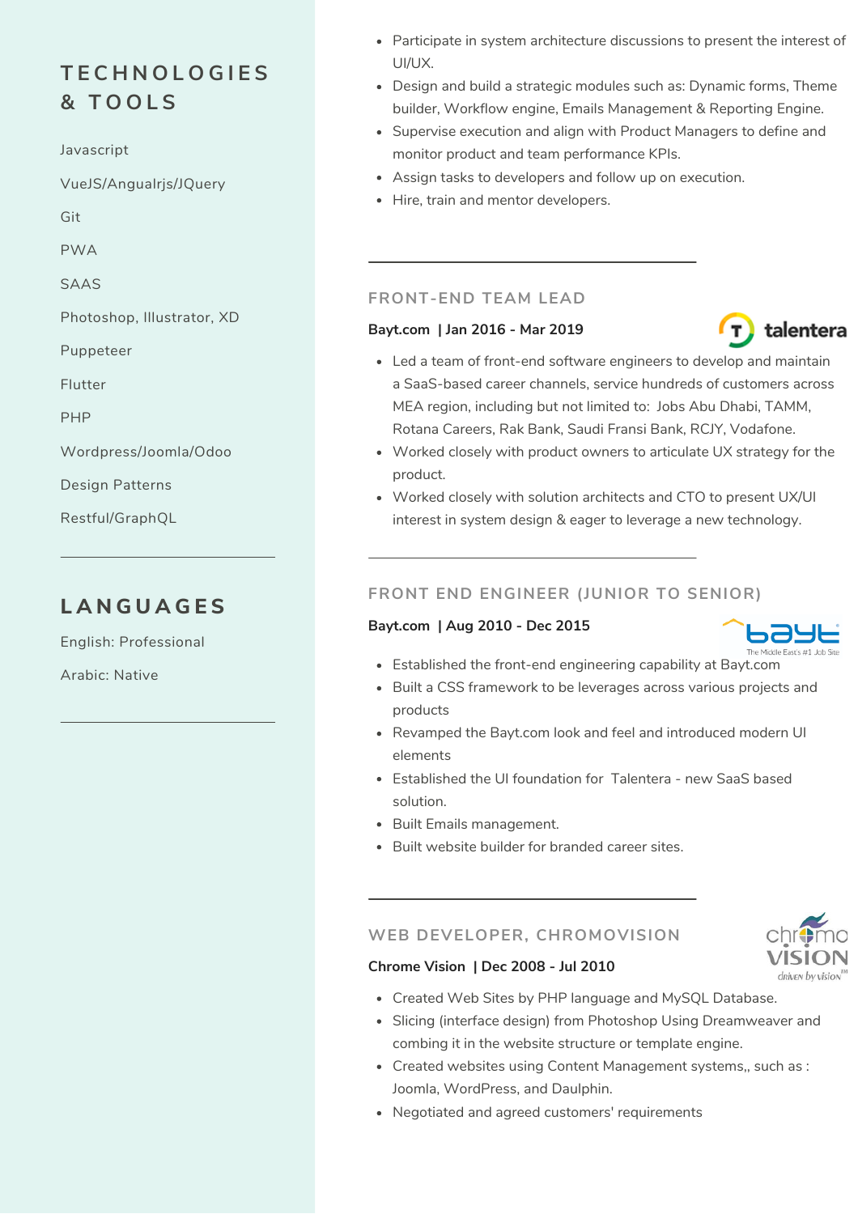## TECHNOLOGIES & TOOLS

Javascript

VueJS/Angualrjs/JQuery

Git

PWA

SAAS

Photoshop, Illustrator, XD

Puppeteer

Flutter

PHP

Wordpress/Joomla/Odoo

Design Patterns

Restful/GraphQL

## LANGUAGES

English: Professional

Arabic: Native

- Participate in system architecture discussions to present the interest of UI/UX.
- Design and build a strategic modules such as: Dynamic forms, Theme builder, Workflow engine, Emails Management & Reporting Engine.
- Supervise execution and align with Product Managers to define and monitor product and team performance KPIs.
- Assign tasks to developers and follow up on execution.
- Hire, train and mentor developers.

### FRONT-END TEAM LEAD

**Bayt.com | Jan 2016 - Mar 2019**

- Led a team of front-end software engineers to develop and maintain a SaaS-based career channels, service hundreds of customers across MEA region, including but not limited to: Jobs Abu Dhabi, TAMM, Rotana Careers, Rak Bank, Saudi Fransi Bank, RCJY, Vodafone.
- Worked closely with product owners to articulate UX strategy for the product.
- Worked closely with solution architects and CTO to present UX/UI interest in system design & eager to leverage a new technology.

### FRONT END ENGINEER (JUNIOR TO SENIOR)

**Bayt.com | Aug 2010 - Dec 2015**

- Established the front-end engineering capability at Bayt.com
- Built a CSS framework to be leverages across various projects and products
- Revamped the Bayt.com look and feel and introduced modern UI elements
- Established the UI foundation for Talentera - new SaaS based solution.
- Built Emails management.
- Built website builder for branded career sites.

### WEB DEVELOPER, CHROMOVISION

**Chrome Vision | Dec 2008 - Jul 2010**

- Created Web Sites by PHP language and MySQL Database.
- Slicing (interface design) from Photoshop Using Dreamweaver and combing it in the website structure or template engine.
- Created websites using Content Management systems,, such as : Joomla, WordPress, and Daulphin.
- Negotiated and agreed customers' requirements